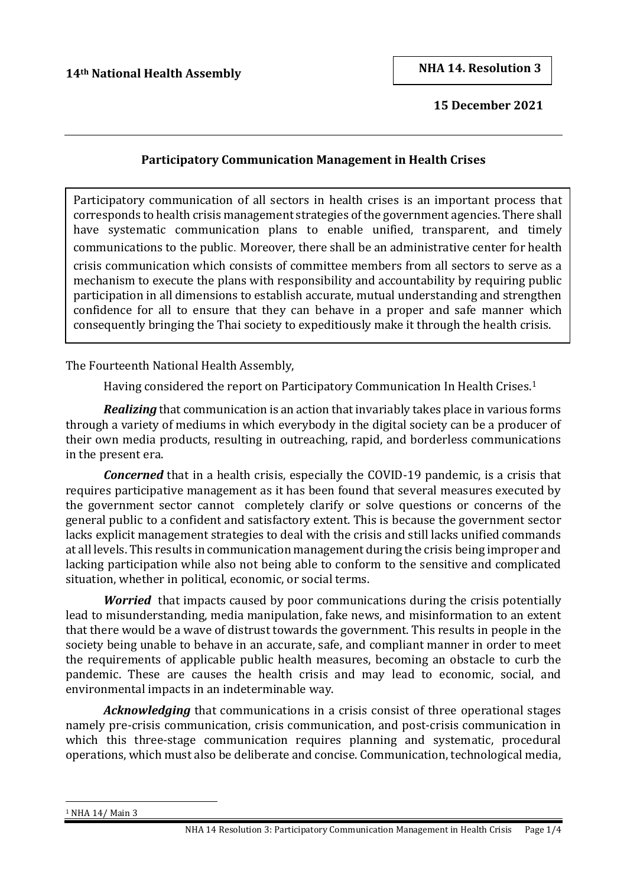**14th National Health Assembly**

**NHA 14. Resolution 3**

**15 December 2021**

## Participatory Communication Management in Health Crises

Participatory communication of all sectors in health crises is an important process that corresponds to health crisis management strategies of the government agencies. There shall have systematic communication plans to enable unified, transparent, and timely communications to the public. Moreover, there shall be an administrative center for health crisis communication which consists of committee members from all sectors to serve as a mechanism to execute the plans with responsibility and accountability by requiring public participation in all dimensions to establish accurate, mutual understanding and strengthen confidence for all to ensure that they can behave in a proper and safe manner which consequently bringing the Thai society to expeditiously make it through the health crisis.

The Fourteenth National Health Assembly,

Having considered the report on Participatory Communication In Health Crises.[1]

***Realizing*** that communication is an action that invariably takes place in various forms through a variety of mediums in which everybody in the digital society can be a producer of their own media products, resulting in outreaching, rapid, and borderless communications in the present era.

***Concerned*** that in a health crisis, especially the COVID-19 pandemic, is a crisis that requires participative management as it has been found that several measures executed by the government sector cannot completely clarify or solve questions or concerns of the general public to a confident and satisfactory extent. This is because the government sector lacks explicit management strategies to deal with the crisis and still lacks unified commands at all levels. This results in communication management during the crisis being improper and lacking participation while also not being able to conform to the sensitive and complicated situation, whether in political, economic, or social terms.

***Worried*** that impacts caused by poor communications during the crisis potentially lead to misunderstanding, media manipulation, fake news, and misinformation to an extent that there would be a wave of distrust towards the government. This results in people in the society being unable to behave in an accurate, safe, and compliant manner in order to meet the requirements of applicable public health measures, becoming an obstacle to curb the pandemic. These are causes the health crisis and may lead to economic, social, and environmental impacts in an indeterminable way.

***Acknowledging*** that communications in a crisis consist of three operational stages namely pre-crisis communication, crisis communication, and post-crisis communication in which this three-stage communication requires planning and systematic, procedural operations, which must also be deliberate and concise. Communication, technological media,

[1] NHA 14/ Main 3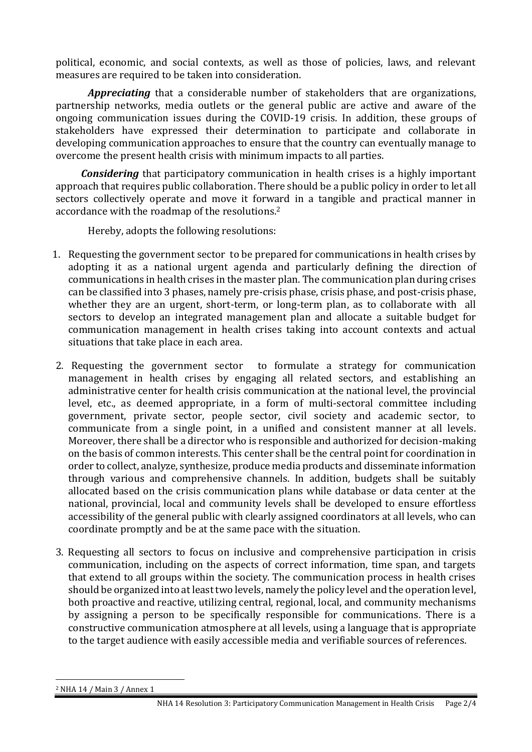political, economic, and social contexts, as well as those of policies, laws, and relevant measures are required to be taken into consideration.

***Appreciating*** that a considerable number of stakeholders that are organizations, partnership networks, media outlets or the general public are active and aware of the ongoing communication issues during the COVID-19 crisis. In addition, these groups of stakeholders have expressed their determination to participate and collaborate in developing communication approaches to ensure that the country can eventually manage to overcome the present health crisis with minimum impacts to all parties.

***Considering*** that participatory communication in health crises is a highly important approach that requires public collaboration. There should be a public policy in order to let all sectors collectively operate and move it forward in a tangible and practical manner in accordance with the roadmap of the resolutions.[2]

Hereby, adopts the following resolutions:

1. Requesting the government sector to be prepared for communications in health crises by adopting it as a national urgent agenda and particularly defining the direction of communications in health crises in the master plan. The communication plan during crises can be classified into 3 phases, namely pre-crisis phase, crisis phase, and post-crisis phase, whether they are an urgent, short-term, or long-term plan, as to collaborate with all sectors to develop an integrated management plan and allocate a suitable budget for communication management in health crises taking into account contexts and actual situations that take place in each area.

2. Requesting the government sector to formulate a strategy for communication management in health crises by engaging all related sectors, and establishing an administrative center for health crisis communication at the national level, the provincial level, etc., as deemed appropriate, in a form of multi-sectoral committee including government, private sector, people sector, civil society and academic sector, to communicate from a single point, in a unified and consistent manner at all levels. Moreover, there shall be a director who is responsible and authorized for decision-making on the basis of common interests. This center shall be the central point for coordination in order to collect, analyze, synthesize, produce media products and disseminate information through various and comprehensive channels. In addition, budgets shall be suitably allocated based on the crisis communication plans while database or data center at the national, provincial, local and community levels shall be developed to ensure effortless accessibility of the general public with clearly assigned coordinators at all levels, who can coordinate promptly and be at the same pace with the situation.

3. Requesting all sectors to focus on inclusive and comprehensive participation in crisis communication, including on the aspects of correct information, time span, and targets that extend to all groups within the society. The communication process in health crises should be organized into at least two levels, namely the policy level and the operation level, both proactive and reactive, utilizing central, regional, local, and community mechanisms by assigning a person to be specifically responsible for communications. There is a constructive communication atmosphere at all levels, using a language that is appropriate to the target audience with easily accessible media and verifiable sources of references.

---

[2] NHA 14 / Main 3 / Annex 1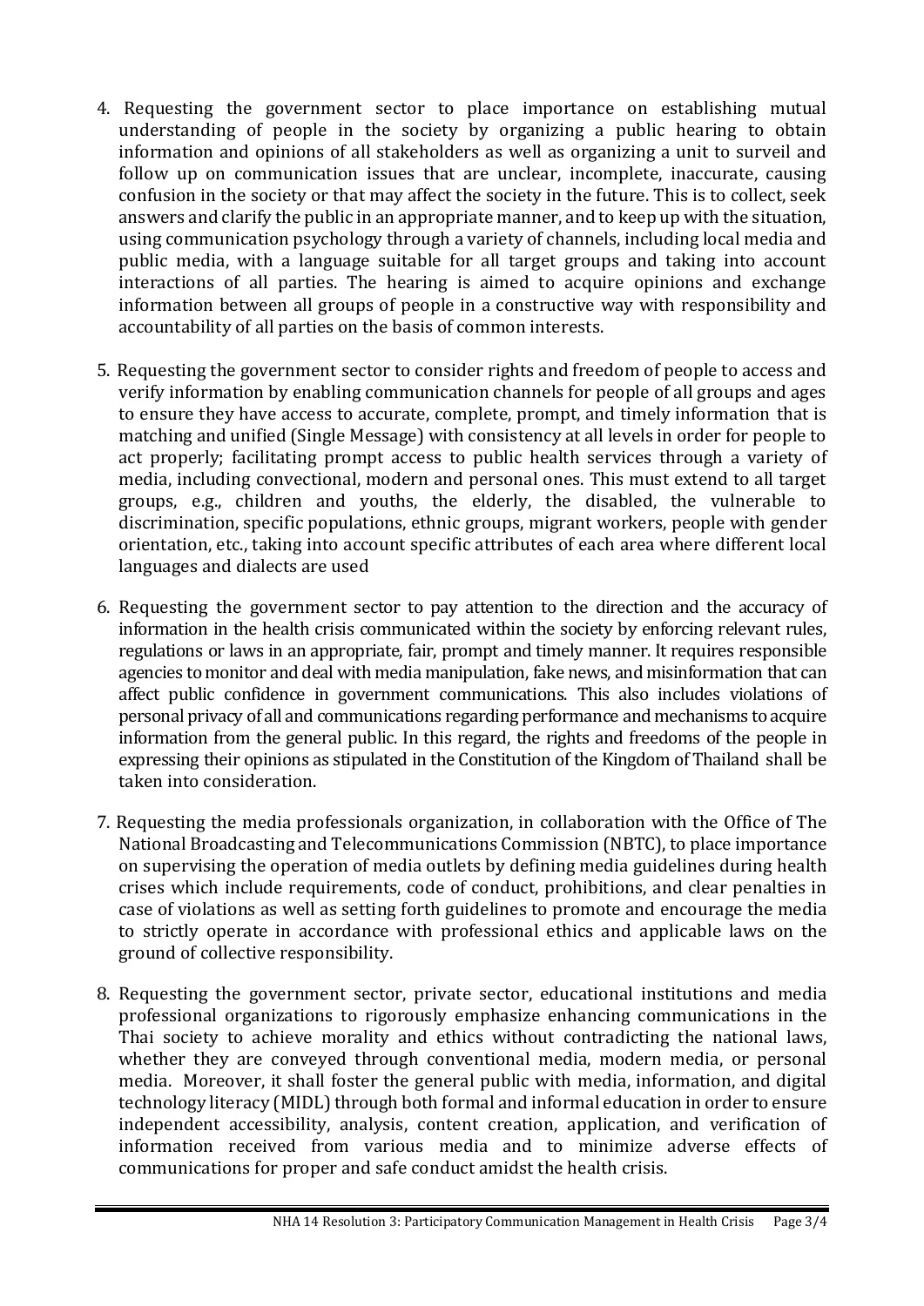4. Requesting the government sector to place importance on establishing mutual understanding of people in the society by organizing a public hearing to obtain information and opinions of all stakeholders as well as organizing a unit to surveil and follow up on communication issues that are unclear, incomplete, inaccurate, causing confusion in the society or that may affect the society in the future. This is to collect, seek answers and clarify the public in an appropriate manner, and to keep up with the situation, using communication psychology through a variety of channels, including local media and public media, with a language suitable for all target groups and taking into account interactions of all parties. The hearing is aimed to acquire opinions and exchange information between all groups of people in a constructive way with responsibility and accountability of all parties on the basis of common interests.

5. Requesting the government sector to consider rights and freedom of people to access and verify information by enabling communication channels for people of all groups and ages to ensure they have access to accurate, complete, prompt, and timely information that is matching and unified (Single Message) with consistency at all levels in order for people to act properly; facilitating prompt access to public health services through a variety of media, including convectional, modern and personal ones. This must extend to all target groups, e.g., children and youths, the elderly, the disabled, the vulnerable to discrimination, specific populations, ethnic groups, migrant workers, people with gender orientation, etc., taking into account specific attributes of each area where different local languages and dialects are used

6. Requesting the government sector to pay attention to the direction and the accuracy of information in the health crisis communicated within the society by enforcing relevant rules, regulations or laws in an appropriate, fair, prompt and timely manner. It requires responsible agencies to monitor and deal with media manipulation, fake news, and misinformation that can affect public confidence in government communications. This also includes violations of personal privacy of all and communications regarding performance and mechanisms to acquire information from the general public. In this regard, the rights and freedoms of the people in expressing their opinions as stipulated in the Constitution of the Kingdom of Thailand shall be taken into consideration.

7. Requesting the media professionals organization, in collaboration with the Office of The National Broadcasting and Telecommunications Commission (NBTC), to place importance on supervising the operation of media outlets by defining media guidelines during health crises which include requirements, code of conduct, prohibitions, and clear penalties in case of violations as well as setting forth guidelines to promote and encourage the media to strictly operate in accordance with professional ethics and applicable laws on the ground of collective responsibility.

8. Requesting the government sector, private sector, educational institutions and media professional organizations to rigorously emphasize enhancing communications in the Thai society to achieve morality and ethics without contradicting the national laws, whether they are conveyed through conventional media, modern media, or personal media. Moreover, it shall foster the general public with media, information, and digital technology literacy (MIDL) through both formal and informal education in order to ensure independent accessibility, analysis, content creation, application, and verification of information received from various media and to minimize adverse effects of communications for proper and safe conduct amidst the health crisis.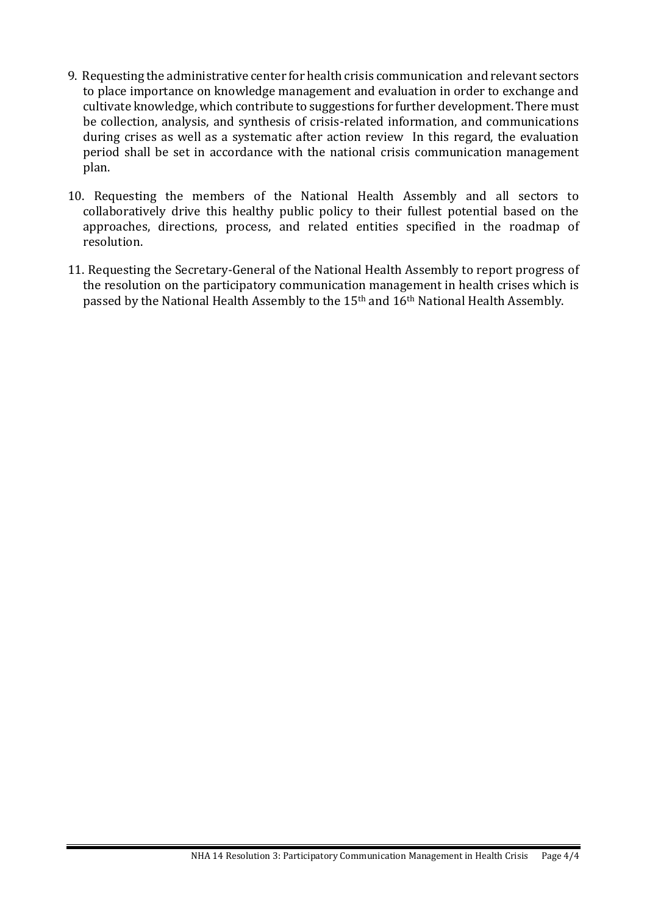9. Requesting the administrative center for health crisis communication and relevant sectors to place importance on knowledge management and evaluation in order to exchange and cultivate knowledge, which contribute to suggestions for further development. There must be collection, analysis, and synthesis of crisis-related information, and communications during crises as well as a systematic after action review In this regard, the evaluation period shall be set in accordance with the national crisis communication management plan.

10. Requesting the members of the National Health Assembly and all sectors to collaboratively drive this healthy public policy to their fullest potential based on the approaches, directions, process, and related entities specified in the roadmap of resolution.

11. Requesting the Secretary-General of the National Health Assembly to report progress of the resolution on the participatory communication management in health crises which is passed by the National Health Assembly to the 15th and 16th National Health Assembly.